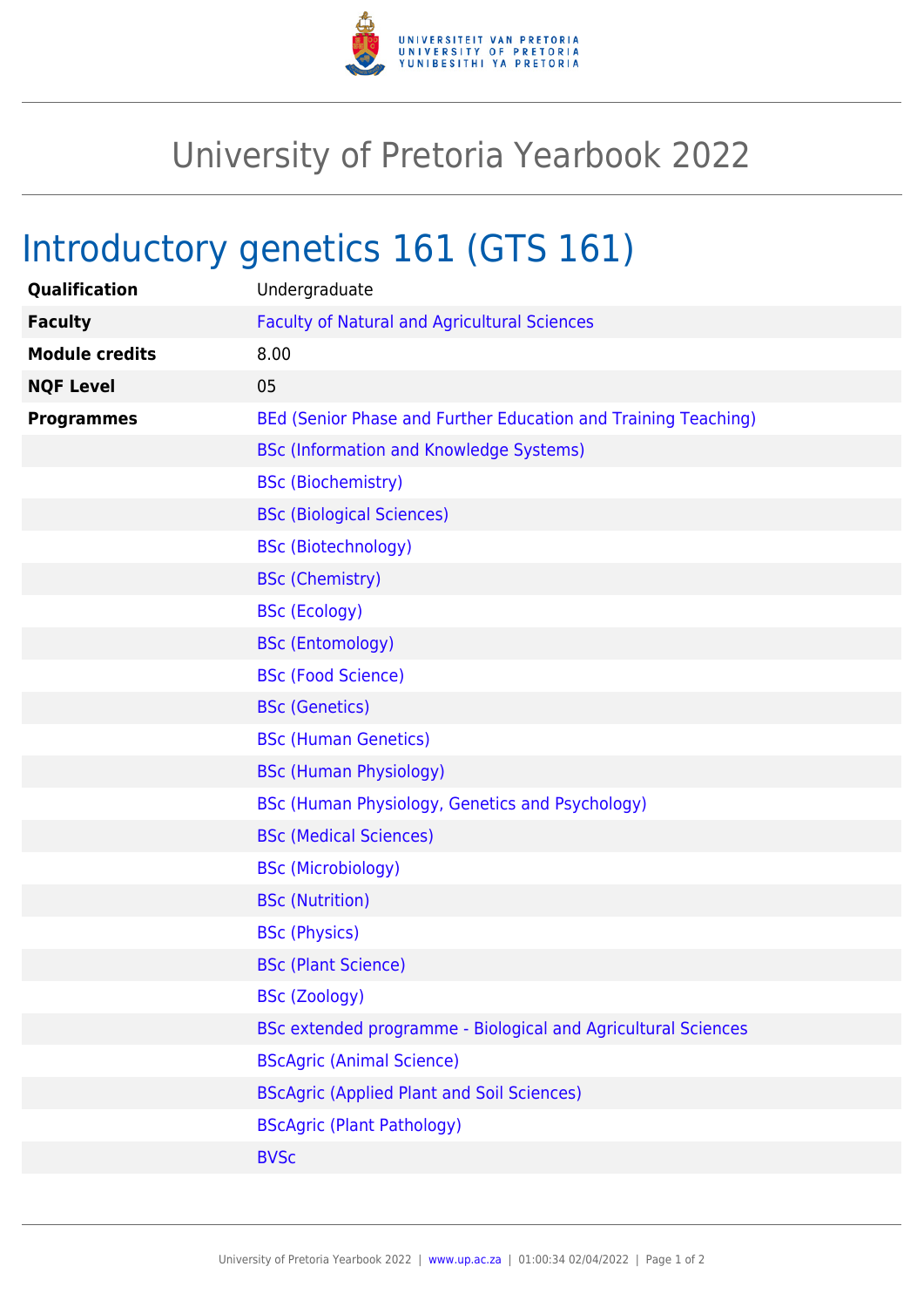# University of Pretoria Yearbook 2022

## Introductory genetics 161 (GTS 161)

| | |
|---|---|
| **Qualification** | Undergraduate |
| **Faculty** | Faculty of Natural and Agricultural Sciences |
| **Module credits** | 8.00 |
| **NQF Level** | 05 |
| **Programmes** | BEd (Senior Phase and Further Education and Training Teaching) |
| | BSc (Information and Knowledge Systems) |
| | BSc (Biochemistry) |
| | BSc (Biological Sciences) |
| | BSc (Biotechnology) |
| | BSc (Chemistry) |
| | BSc (Ecology) |
| | BSc (Entomology) |
| | BSc (Food Science) |
| | BSc (Genetics) |
| | BSc (Human Genetics) |
| | BSc (Human Physiology) |
| | BSc (Human Physiology, Genetics and Psychology) |
| | BSc (Medical Sciences) |
| | BSc (Microbiology) |
| | BSc (Nutrition) |
| | BSc (Physics) |
| | BSc (Plant Science) |
| | BSc (Zoology) |
| | BSc extended programme - Biological and Agricultural Sciences |
| | BScAgric (Animal Science) |
| | BScAgric (Applied Plant and Soil Sciences) |
| | BScAgric (Plant Pathology) |
| | BVSc |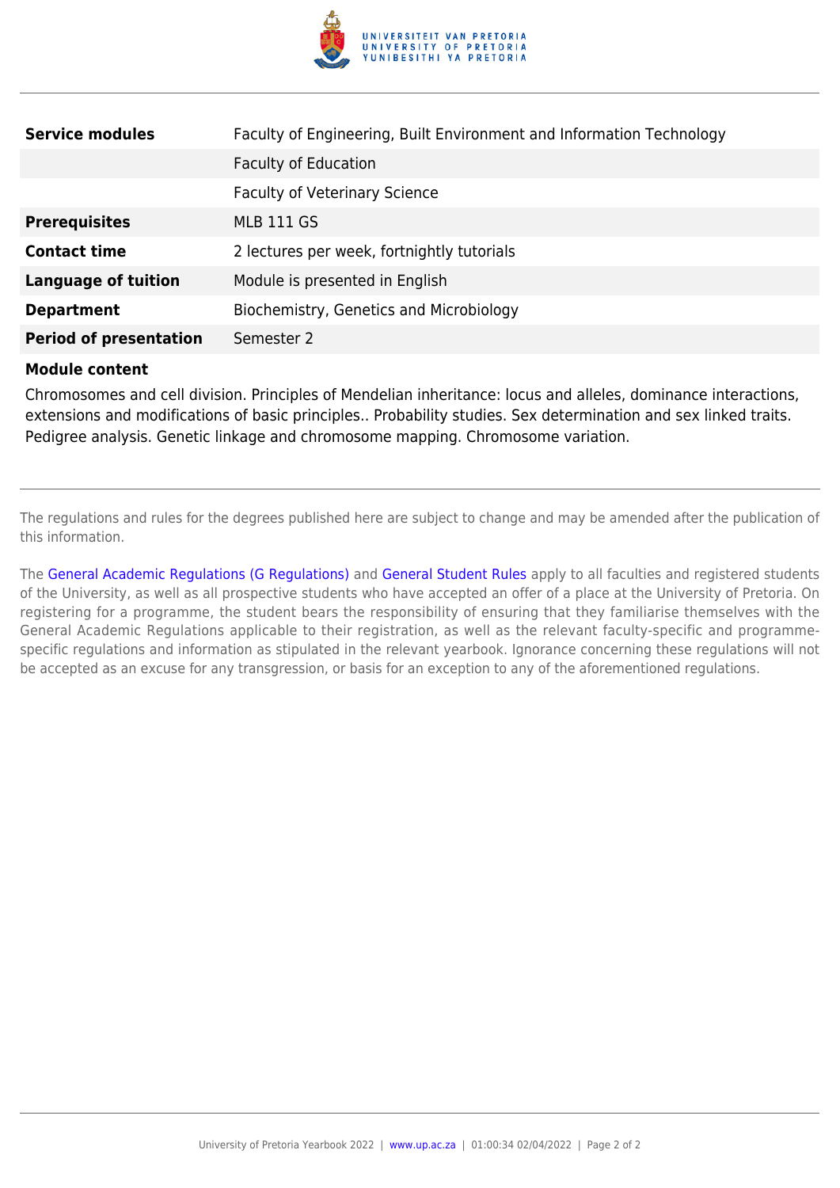| | |
|---|---|
| **Service modules** | Faculty of Engineering, Built Environment and Information Technology |
| | Faculty of Education |
| | Faculty of Veterinary Science |
| **Prerequisites** | MLB 111 GS |
| **Contact time** | 2 lectures per week, fortnightly tutorials |
| **Language of tuition** | Module is presented in English |
| **Department** | Biochemistry, Genetics and Microbiology |
| **Period of presentation** | Semester 2 |

**Module content**

Chromosomes and cell division. Principles of Mendelian inheritance: locus and alleles, dominance interactions, extensions and modifications of basic principles.. Probability studies. Sex determination and sex linked traits. Pedigree analysis. Genetic linkage and chromosome mapping. Chromosome variation.

---

The regulations and rules for the degrees published here are subject to change and may be amended after the publication of this information.

The General Academic Regulations (G Regulations) and General Student Rules apply to all faculties and registered students of the University, as well as all prospective students who have accepted an offer of a place at the University of Pretoria. On registering for a programme, the student bears the responsibility of ensuring that they familiarise themselves with the General Academic Regulations applicable to their registration, as well as the relevant faculty-specific and programme-specific regulations and information as stipulated in the relevant yearbook. Ignorance concerning these regulations will not be accepted as an excuse for any transgression, or basis for an exception to any of the aforementioned regulations.